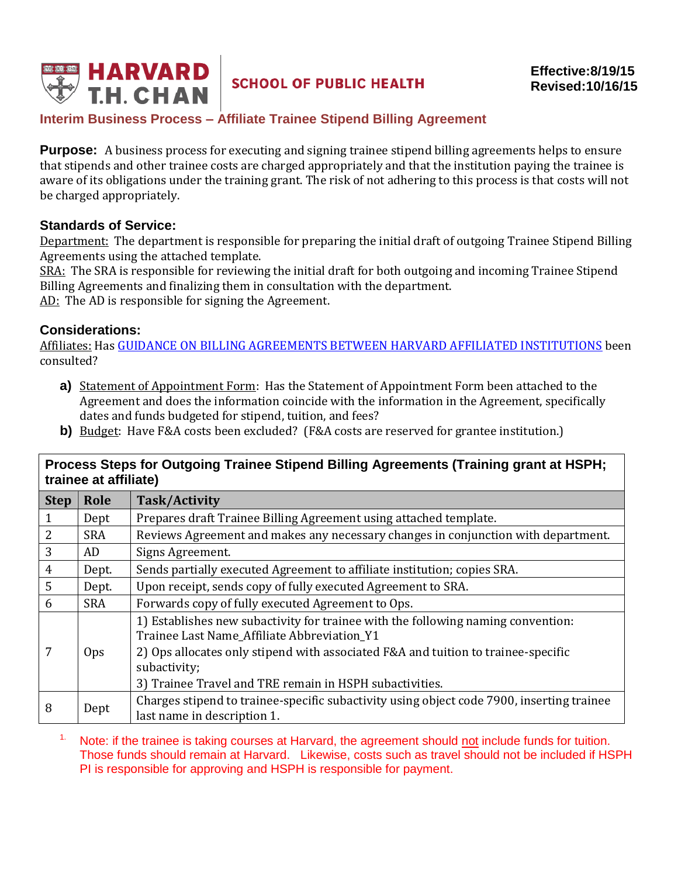**HARVARD T.H. CHAN** | **SCHOOL OF PUBLIC HEALTH**

**Effective:8/19/15**
**Revised:10/16/15**

## Interim Business Process – Affiliate Trainee Stipend Billing Agreement

**Purpose:** A business process for executing and signing trainee stipend billing agreements helps to ensure that stipends and other trainee costs are charged appropriately and that the institution paying the trainee is aware of its obligations under the training grant. The risk of not adhering to this process is that costs will not be charged appropriately.

### Standards of Service:

Department: The department is responsible for preparing the initial draft of outgoing Trainee Stipend Billing Agreements using the attached template.
SRA: The SRA is responsible for reviewing the initial draft for both outgoing and incoming Trainee Stipend Billing Agreements and finalizing them in consultation with the department.
AD: The AD is responsible for signing the Agreement.

### Considerations:

Affiliates: Has GUIDANCE ON BILLING AGREEMENTS BETWEEN HARVARD AFFILIATED INSTITUTIONS been consulted?

- **a)** Statement of Appointment Form: Has the Statement of Appointment Form been attached to the Agreement and does the information coincide with the information in the Agreement, specifically dates and funds budgeted for stipend, tuition, and fees?
- **b)** Budget: Have F&A costs been excluded? (F&A costs are reserved for grantee institution.)

**Process Steps for Outgoing Trainee Stipend Billing Agreements (Training grant at HSPH; trainee at affiliate)**

| Step | Role | Task/Activity |
|---|---|---|
| 1 | Dept | Prepares draft Trainee Billing Agreement using attached template. |
| 2 | SRA | Reviews Agreement and makes any necessary changes in conjunction with department. |
| 3 | AD | Signs Agreement. |
| 4 | Dept. | Sends partially executed Agreement to affiliate institution; copies SRA. |
| 5 | Dept. | Upon receipt, sends copy of fully executed Agreement to SRA. |
| 6 | SRA | Forwards copy of fully executed Agreement to Ops. |
| 7 | Ops | 1) Establishes new subactivity for trainee with the following naming convention: Trainee Last Name_Affiliate Abbreviation_Y1<br>2) Ops allocates only stipend with associated F&A and tuition to trainee-specific subactivity;<br>3) Trainee Travel and TRE remain in HSPH subactivities. |
| 8 | Dept | Charges stipend to trainee-specific subactivity using object code 7900, inserting trainee last name in description 1. |

[1] Note: if the trainee is taking courses at Harvard, the agreement should not include funds for tuition. Those funds should remain at Harvard. Likewise, costs such as travel should not be included if HSPH PI is responsible for approving and HSPH is responsible for payment.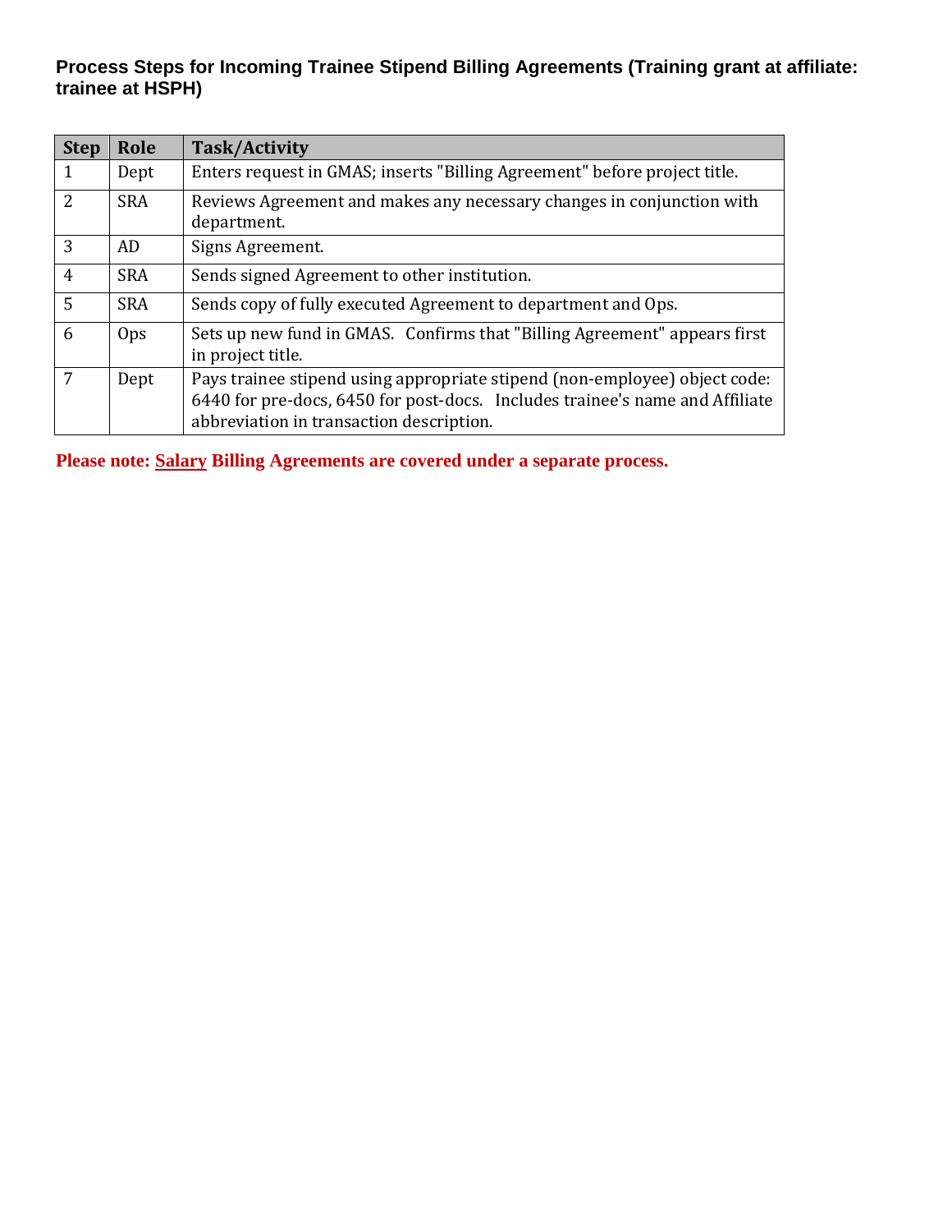## Process Steps for Incoming Trainee Stipend Billing Agreements (Training grant at affiliate: trainee at HSPH)

| Step | Role | Task/Activity |
|---|---|---|
| 1 | Dept | Enters request in GMAS; inserts "Billing Agreement" before project title. |
| 2 | SRA | Reviews Agreement and makes any necessary changes in conjunction with department. |
| 3 | AD | Signs Agreement. |
| 4 | SRA | Sends signed Agreement to other institution. |
| 5 | SRA | Sends copy of fully executed Agreement to department and Ops. |
| 6 | Ops | Sets up new fund in GMAS. Confirms that "Billing Agreement" appears first in project title. |
| 7 | Dept | Pays trainee stipend using appropriate stipend (non-employee) object code: 6440 for pre-docs, 6450 for post-docs. Includes trainee's name and Affiliate abbreviation in transaction description. |

**Please note: <u>Salary</u> Billing Agreements are covered under a separate process.**